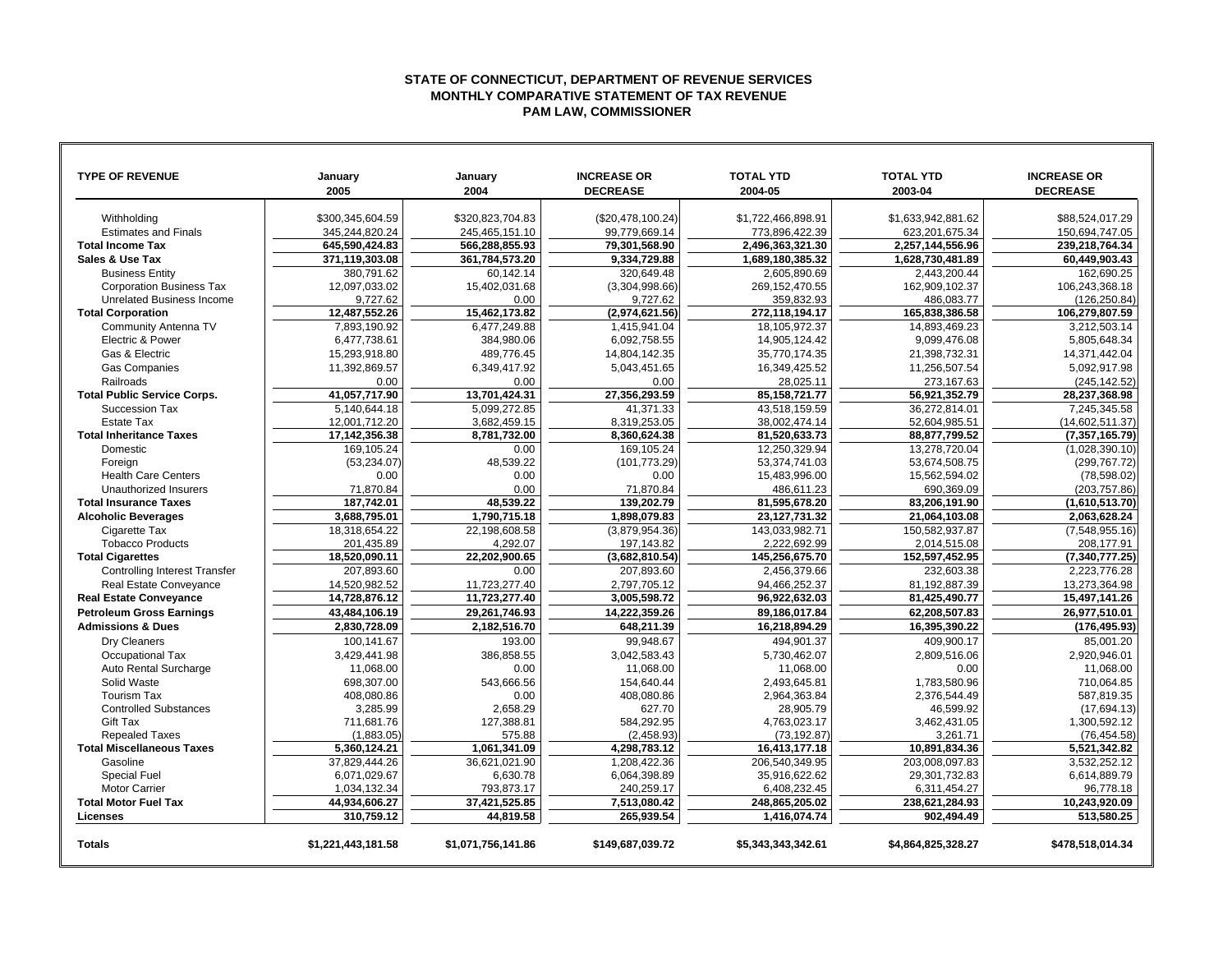**STATE OF CONNECTICUT, DEPARTMENT OF REVENUE SERVICES**
**MONTHLY COMPARATIVE STATEMENT OF TAX REVENUE**
**PAM LAW, COMMISSIONER**

| TYPE OF REVENUE | January 2005 | January 2004 | INCREASE OR DECREASE | TOTAL YTD 2004-05 | TOTAL YTD 2003-04 | INCREASE OR DECREASE |
|---|---|---|---|---|---|---|
| Withholding | $300,345,604.59 | $320,823,704.83 | ($20,478,100.24) | $1,722,466,898.91 | $1,633,942,881.62 | $88,524,017.29 |
| Estimates and Finals | 345,244,820.24 | 245,465,151.10 | 99,779,669.14 | 773,896,422.39 | 623,201,675.34 | 150,694,747.05 |
| **Total Income Tax** | **645,590,424.83** | **566,288,855.93** | **79,301,568.90** | **2,496,363,321.30** | **2,257,144,556.96** | **239,218,764.34** |
| **Sales & Use Tax** | **371,119,303.08** | **361,784,573.20** | **9,334,729.88** | **1,689,180,385.32** | **1,628,730,481.89** | **60,449,903.43** |
| Business Entity | 380,791.62 | 60,142.14 | 320,649.48 | 2,605,890.69 | 2,443,200.44 | 162,690.25 |
| Corporation Business Tax | 12,097,033.02 | 15,402,031.68 | (3,304,998.66) | 269,152,470.55 | 162,909,102.37 | 106,243,368.18 |
| Unrelated Business Income | 9,727.62 | 0.00 | 9,727.62 | 359,832.93 | 486,083.77 | (126,250.84) |
| **Total Corporation** | **12,487,552.26** | **15,462,173.82** | **(2,974,621.56)** | **272,118,194.17** | **165,838,386.58** | **106,279,807.59** |
| Community Antenna TV | 7,893,190.92 | 6,477,249.88 | 1,415,941.04 | 18,105,972.37 | 14,893,469.23 | 3,212,503.14 |
| Electric & Power | 6,477,738.61 | 384,980.06 | 6,092,758.55 | 14,905,124.42 | 9,099,476.08 | 5,805,648.34 |
| Gas & Electric | 15,293,918.80 | 489,776.45 | 14,804,142.35 | 35,770,174.35 | 21,398,732.31 | 14,371,442.04 |
| Gas Companies | 11,392,869.57 | 6,349,417.92 | 5,043,451.65 | 16,349,425.52 | 11,256,507.54 | 5,092,917.98 |
| Railroads | 0.00 | 0.00 | 0.00 | 28,025.11 | 273,167.63 | (245,142.52) |
| **Total Public Service Corps.** | **41,057,717.90** | **13,701,424.31** | **27,356,293.59** | **85,158,721.77** | **56,921,352.79** | **28,237,368.98** |
| Succession Tax | 5,140,644.18 | 5,099,272.85 | 41,371.33 | 43,518,159.59 | 36,272,814.01 | 7,245,345.58 |
| Estate Tax | 12,001,712.20 | 3,682,459.15 | 8,319,253.05 | 38,002,474.14 | 52,604,985.51 | (14,602,511.37) |
| **Total Inheritance Taxes** | **17,142,356.38** | **8,781,732.00** | **8,360,624.38** | **81,520,633.73** | **88,877,799.52** | **(7,357,165.79)** |
| Domestic | 169,105.24 | 0.00 | 169,105.24 | 12,250,329.94 | 13,278,720.04 | (1,028,390.10) |
| Foreign | (53,234.07) | 48,539.22 | (101,773.29) | 53,374,741.03 | 53,674,508.75 | (299,767.72) |
| Health Care Centers | 0.00 | 0.00 | 0.00 | 15,483,996.00 | 15,562,594.02 | (78,598.02) |
| Unauthorized Insurers | 71,870.84 | 0.00 | 71,870.84 | 486,611.23 | 690,369.09 | (203,757.86) |
| **Total Insurance Taxes** | **187,742.01** | **48,539.22** | **139,202.79** | **81,595,678.20** | **83,206,191.90** | **(1,610,513.70)** |
| **Alcoholic Beverages** | **3,688,795.01** | **1,790,715.18** | **1,898,079.83** | **23,127,731.32** | **21,064,103.08** | **2,063,628.24** |
| Cigarette Tax | 18,318,654.22 | 22,198,608.58 | (3,879,954.36) | 143,033,982.71 | 150,582,937.87 | (7,548,955.16) |
| Tobacco Products | 201,435.89 | 4,292.07 | 197,143.82 | 2,222,692.99 | 2,014,515.08 | 208,177.91 |
| **Total Cigarettes** | **18,520,090.11** | **22,202,900.65** | **(3,682,810.54)** | **145,256,675.70** | **152,597,452.95** | **(7,340,777.25)** |
| Controlling Interest Transfer | 207,893.60 | 0.00 | 207,893.60 | 2,456,379.66 | 232,603.38 | 2,223,776.28 |
| Real Estate Conveyance | 14,520,982.52 | 11,723,277.40 | 2,797,705.12 | 94,466,252.37 | 81,192,887.39 | 13,273,364.98 |
| **Real Estate Conveyance** | **14,728,876.12** | **11,723,277.40** | **3,005,598.72** | **96,922,632.03** | **81,425,490.77** | **15,497,141.26** |
| **Petroleum Gross Earnings** | **43,484,106.19** | **29,261,746.93** | **14,222,359.26** | **89,186,017.84** | **62,208,507.83** | **26,977,510.01** |
| **Admissions & Dues** | **2,830,728.09** | **2,182,516.70** | **648,211.39** | **16,218,894.29** | **16,395,390.22** | **(176,495.93)** |
| Dry Cleaners | 100,141.67 | 193.00 | 99,948.67 | 494,901.37 | 409,900.17 | 85,001.20 |
| Occupational Tax | 3,429,441.98 | 386,858.55 | 3,042,583.43 | 5,730,462.07 | 2,809,516.06 | 2,920,946.01 |
| Auto Rental Surcharge | 11,068.00 | 0.00 | 11,068.00 | 11,068.00 | 0.00 | 11,068.00 |
| Solid Waste | 698,307.00 | 543,666.56 | 154,640.44 | 2,493,645.81 | 1,783,580.96 | 710,064.85 |
| Tourism Tax | 408,080.86 | 0.00 | 408,080.86 | 2,964,363.84 | 2,376,544.49 | 587,819.35 |
| Controlled Substances | 3,285.99 | 2,658.29 | 627.70 | 28,905.79 | 46,599.92 | (17,694.13) |
| Gift Tax | 711,681.76 | 127,388.81 | 584,292.95 | 4,763,023.17 | 3,462,431.05 | 1,300,592.12 |
| Repealed Taxes | (1,883.05) | 575.88 | (2,458.93) | (73,192.87) | 3,261.71 | (76,454.58) |
| **Total Miscellaneous Taxes** | **5,360,124.21** | **1,061,341.09** | **4,298,783.12** | **16,413,177.18** | **10,891,834.36** | **5,521,342.82** |
| Gasoline | 37,829,444.26 | 36,621,021.90 | 1,208,422.36 | 206,540,349.95 | 203,008,097.83 | 3,532,252.12 |
| Special Fuel | 6,071,029.67 | 6,630.78 | 6,064,398.89 | 35,916,622.62 | 29,301,732.83 | 6,614,889.79 |
| Motor Carrier | 1,034,132.34 | 793,873.17 | 240,259.17 | 6,408,232.45 | 6,311,454.27 | 96,778.18 |
| **Total Motor Fuel Tax** | **44,934,606.27** | **37,421,525.85** | **7,513,080.42** | **248,865,205.02** | **238,621,284.93** | **10,243,920.09** |
| **Licenses** | **310,759.12** | **44,819.58** | **265,939.54** | **1,416,074.74** | **902,494.49** | **513,580.25** |
| **Totals** | **$1,221,443,181.58** | **$1,071,756,141.86** | **$149,687,039.72** | **$5,343,343,342.61** | **$4,864,825,328.27** | **$478,518,014.34** |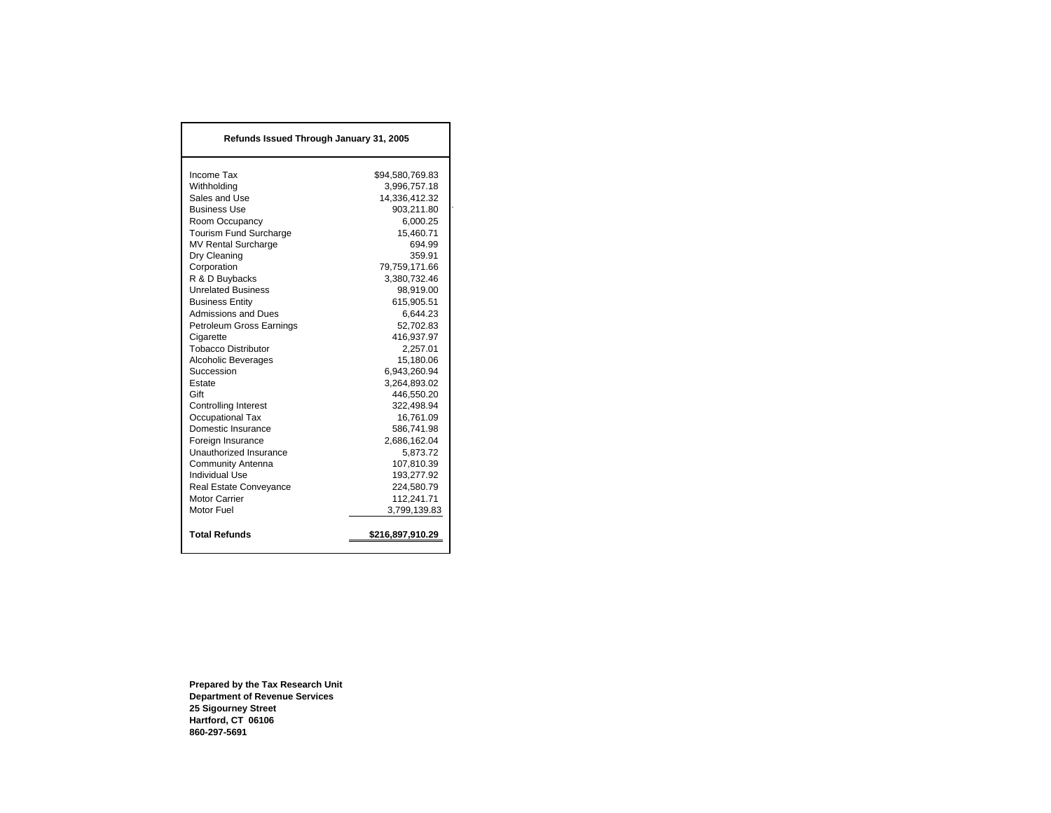## Refunds Issued Through January 31, 2005

| | |
|---|---|
| Income Tax | $94,580,769.83 |
| Withholding | 3,996,757.18 |
| Sales and Use | 14,336,412.32 |
| Business Use | 903,211.80 |
| Room Occupancy | 6,000.25 |
| Tourism Fund Surcharge | 15,460.71 |
| MV Rental Surcharge | 694.99 |
| Dry Cleaning | 359.91 |
| Corporation | 79,759,171.66 |
| R & D Buybacks | 3,380,732.46 |
| Unrelated Business | 98,919.00 |
| Business Entity | 615,905.51 |
| Admissions and Dues | 6,644.23 |
| Petroleum Gross Earnings | 52,702.83 |
| Cigarette | 416,937.97 |
| Tobacco Distributor | 2,257.01 |
| Alcoholic Beverages | 15,180.06 |
| Succession | 6,943,260.94 |
| Estate | 3,264,893.02 |
| Gift | 446,550.20 |
| Controlling Interest | 322,498.94 |
| Occupational Tax | 16,761.09 |
| Domestic Insurance | 586,741.98 |
| Foreign Insurance | 2,686,162.04 |
| Unauthorized Insurance | 5,873.72 |
| Community Antenna | 107,810.39 |
| Individual Use | 193,277.92 |
| Real Estate Conveyance | 224,580.79 |
| Motor Carrier | 112,241.71 |
| Motor Fuel | 3,799,139.83 |
| **Total Refunds** | **$216,897,910.29** |

**Prepared by the Tax Research Unit**
**Department of Revenue Services**
**25 Sigourney Street**
**Hartford, CT 06106**
**860-297-5691**